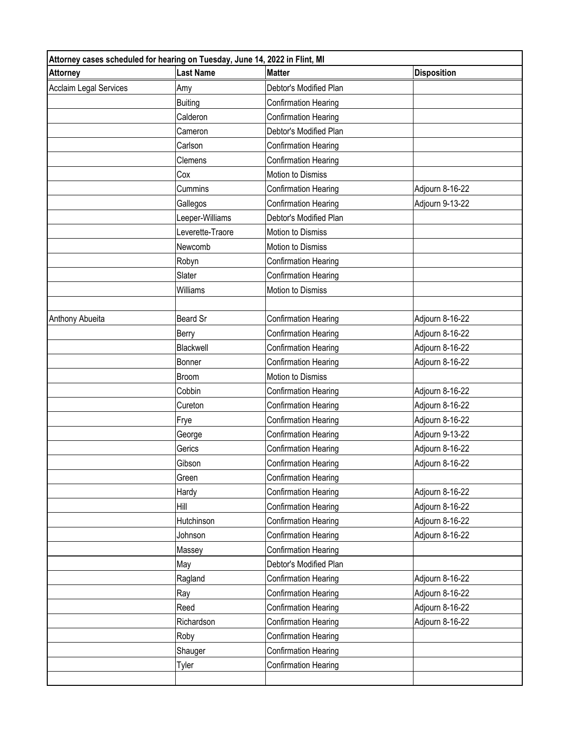| Attorney cases scheduled for hearing on Tuesday, June 14, 2022 in Flint, MI | | | |
|---|---|---|---|
| **Attorney** | **Last Name** | **Matter** | **Disposition** |
| Acclaim Legal Services | Amy | Debtor's Modified Plan | |
| | Buiting | Confirmation Hearing | |
| | Calderon | Confirmation Hearing | |
| | Cameron | Debtor's Modified Plan | |
| | Carlson | Confirmation Hearing | |
| | Clemens | Confirmation Hearing | |
| | Cox | Motion to Dismiss | |
| | Cummins | Confirmation Hearing | Adjourn 8-16-22 |
| | Gallegos | Confirmation Hearing | Adjourn 9-13-22 |
| | Leeper-Williams | Debtor's Modified Plan | |
| | Leverette-Traore | Motion to Dismiss | |
| | Newcomb | Motion to Dismiss | |
| | Robyn | Confirmation Hearing | |
| | Slater | Confirmation Hearing | |
| | Williams | Motion to Dismiss | |
| | | | |
| Anthony Abueita | Beard Sr | Confirmation Hearing | Adjourn 8-16-22 |
| | Berry | Confirmation Hearing | Adjourn 8-16-22 |
| | Blackwell | Confirmation Hearing | Adjourn 8-16-22 |
| | Bonner | Confirmation Hearing | Adjourn 8-16-22 |
| | Broom | Motion to Dismiss | |
| | Cobbin | Confirmation Hearing | Adjourn 8-16-22 |
| | Cureton | Confirmation Hearing | Adjourn 8-16-22 |
| | Frye | Confirmation Hearing | Adjourn 8-16-22 |
| | George | Confirmation Hearing | Adjourn 9-13-22 |
| | Gerics | Confirmation Hearing | Adjourn 8-16-22 |
| | Gibson | Confirmation Hearing | Adjourn 8-16-22 |
| | Green | Confirmation Hearing | |
| | Hardy | Confirmation Hearing | Adjourn 8-16-22 |
| | Hill | Confirmation Hearing | Adjourn 8-16-22 |
| | Hutchinson | Confirmation Hearing | Adjourn 8-16-22 |
| | Johnson | Confirmation Hearing | Adjourn 8-16-22 |
| | Massey | Confirmation Hearing | |
| | May | Debtor's Modified Plan | |
| | Ragland | Confirmation Hearing | Adjourn 8-16-22 |
| | Ray | Confirmation Hearing | Adjourn 8-16-22 |
| | Reed | Confirmation Hearing | Adjourn 8-16-22 |
| | Richardson | Confirmation Hearing | Adjourn 8-16-22 |
| | Roby | Confirmation Hearing | |
| | Shauger | Confirmation Hearing | |
| | Tyler | Confirmation Hearing | |
| | | | |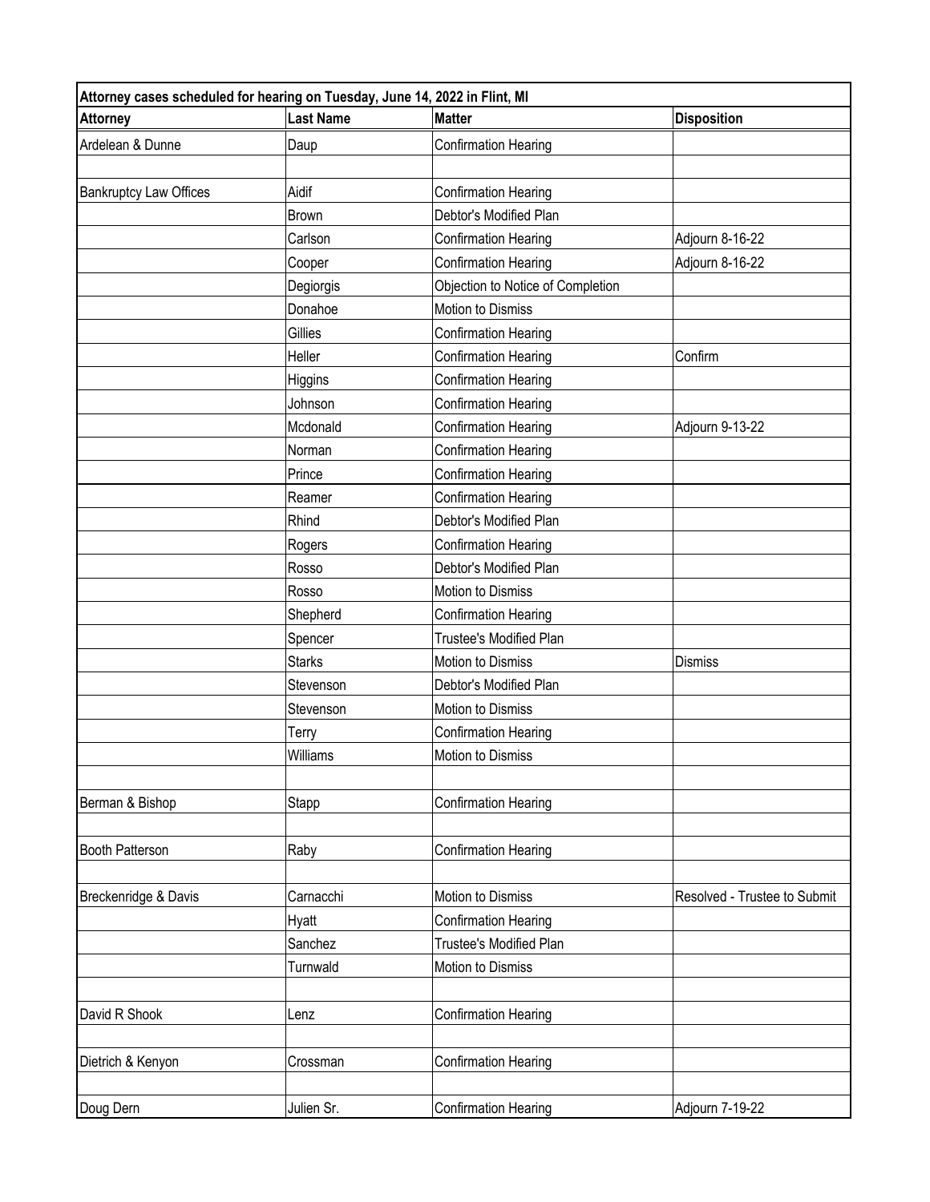| Attorney cases scheduled for hearing on Tuesday, June 14, 2022 in Flint, MI | | | |
|---|---|---|---|
| **Attorney** | **Last Name** | **Matter** | **Disposition** |
| Ardelean & Dunne | Daup | Confirmation Hearing | |
| | | | |
| Bankruptcy Law Offices | Aidif | Confirmation Hearing | |
| | Brown | Debtor's Modified Plan | |
| | Carlson | Confirmation Hearing | Adjourn 8-16-22 |
| | Cooper | Confirmation Hearing | Adjourn 8-16-22 |
| | Degiorgis | Objection to Notice of Completion | |
| | Donahoe | Motion to Dismiss | |
| | Gillies | Confirmation Hearing | |
| | Heller | Confirmation Hearing | Confirm |
| | Higgins | Confirmation Hearing | |
| | Johnson | Confirmation Hearing | |
| | Mcdonald | Confirmation Hearing | Adjourn 9-13-22 |
| | Norman | Confirmation Hearing | |
| | Prince | Confirmation Hearing | |
| | Reamer | Confirmation Hearing | |
| | Rhind | Debtor's Modified Plan | |
| | Rogers | Confirmation Hearing | |
| | Rosso | Debtor's Modified Plan | |
| | Rosso | Motion to Dismiss | |
| | Shepherd | Confirmation Hearing | |
| | Spencer | Trustee's Modified Plan | |
| | Starks | Motion to Dismiss | Dismiss |
| | Stevenson | Debtor's Modified Plan | |
| | Stevenson | Motion to Dismiss | |
| | Terry | Confirmation Hearing | |
| | Williams | Motion to Dismiss | |
| | | | |
| Berman & Bishop | Stapp | Confirmation Hearing | |
| | | | |
| Booth Patterson | Raby | Confirmation Hearing | |
| | | | |
| Breckenridge & Davis | Carnacchi | Motion to Dismiss | Resolved - Trustee to Submit |
| | Hyatt | Confirmation Hearing | |
| | Sanchez | Trustee's Modified Plan | |
| | Turnwald | Motion to Dismiss | |
| | | | |
| David R Shook | Lenz | Confirmation Hearing | |
| | | | |
| Dietrich & Kenyon | Crossman | Confirmation Hearing | |
| | | | |
| Doug Dern | Julien Sr. | Confirmation Hearing | Adjourn 7-19-22 |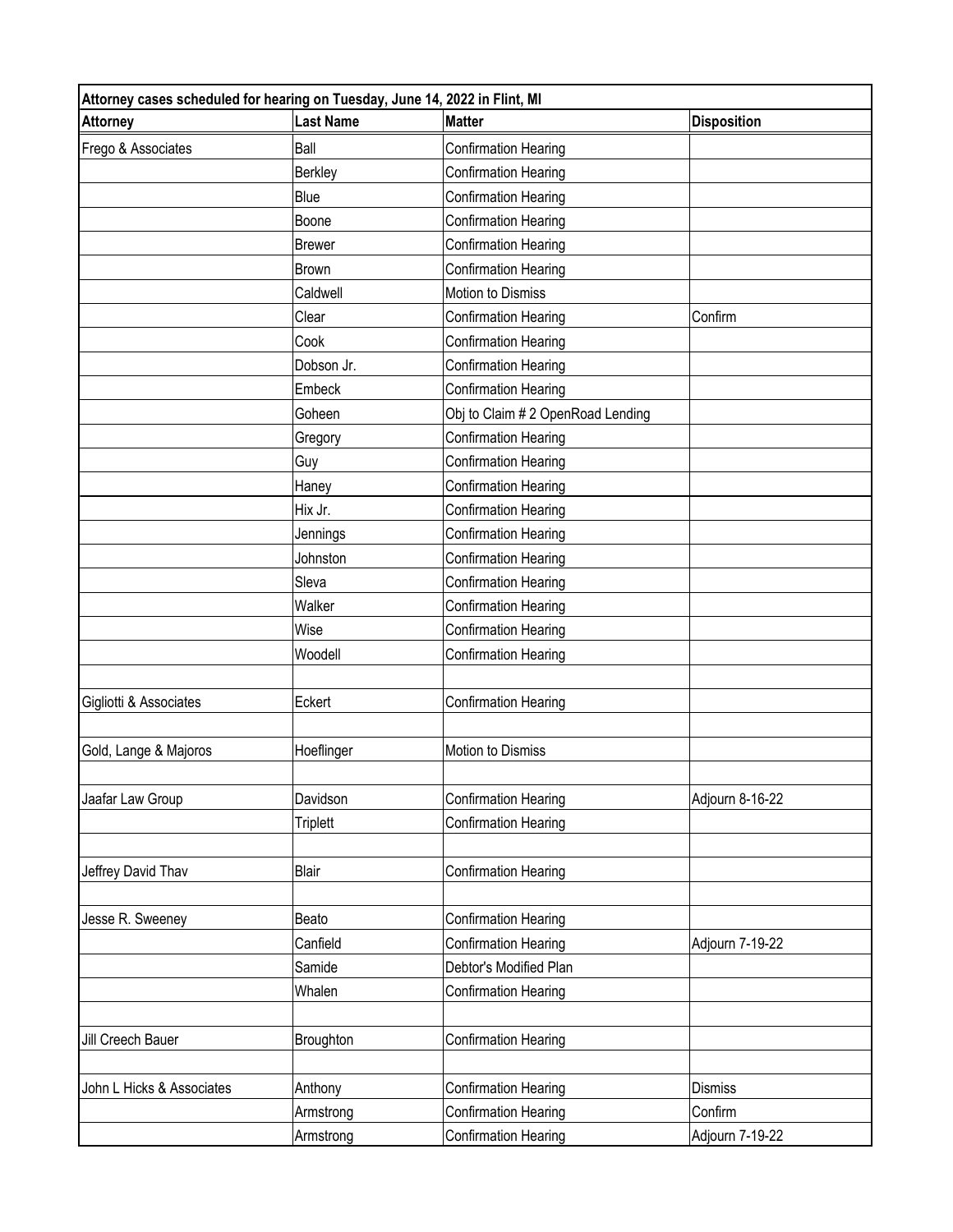| Attorney cases scheduled for hearing on Tuesday, June 14, 2022 in Flint, MI | | | |
|---|---|---|---|
| **Attorney** | **Last Name** | **Matter** | **Disposition** |
| Frego & Associates | Ball | Confirmation Hearing | |
| | Berkley | Confirmation Hearing | |
| | Blue | Confirmation Hearing | |
| | Boone | Confirmation Hearing | |
| | Brewer | Confirmation Hearing | |
| | Brown | Confirmation Hearing | |
| | Caldwell | Motion to Dismiss | |
| | Clear | Confirmation Hearing | Confirm |
| | Cook | Confirmation Hearing | |
| | Dobson Jr. | Confirmation Hearing | |
| | Embeck | Confirmation Hearing | |
| | Goheen | Obj to Claim # 2 OpenRoad Lending | |
| | Gregory | Confirmation Hearing | |
| | Guy | Confirmation Hearing | |
| | Haney | Confirmation Hearing | |
| | Hix Jr. | Confirmation Hearing | |
| | Jennings | Confirmation Hearing | |
| | Johnston | Confirmation Hearing | |
| | Sleva | Confirmation Hearing | |
| | Walker | Confirmation Hearing | |
| | Wise | Confirmation Hearing | |
| | Woodell | Confirmation Hearing | |
| | | | |
| Gigliotti & Associates | Eckert | Confirmation Hearing | |
| | | | |
| Gold, Lange & Majoros | Hoeflinger | Motion to Dismiss | |
| | | | |
| Jaafar Law Group | Davidson | Confirmation Hearing | Adjourn 8-16-22 |
| | Triplett | Confirmation Hearing | |
| | | | |
| Jeffrey David Thav | Blair | Confirmation Hearing | |
| | | | |
| Jesse R. Sweeney | Beato | Confirmation Hearing | |
| | Canfield | Confirmation Hearing | Adjourn 7-19-22 |
| | Samide | Debtor's Modified Plan | |
| | Whalen | Confirmation Hearing | |
| | | | |
| Jill Creech Bauer | Broughton | Confirmation Hearing | |
| | | | |
| John L Hicks & Associates | Anthony | Confirmation Hearing | Dismiss |
| | Armstrong | Confirmation Hearing | Confirm |
| | Armstrong | Confirmation Hearing | Adjourn 7-19-22 |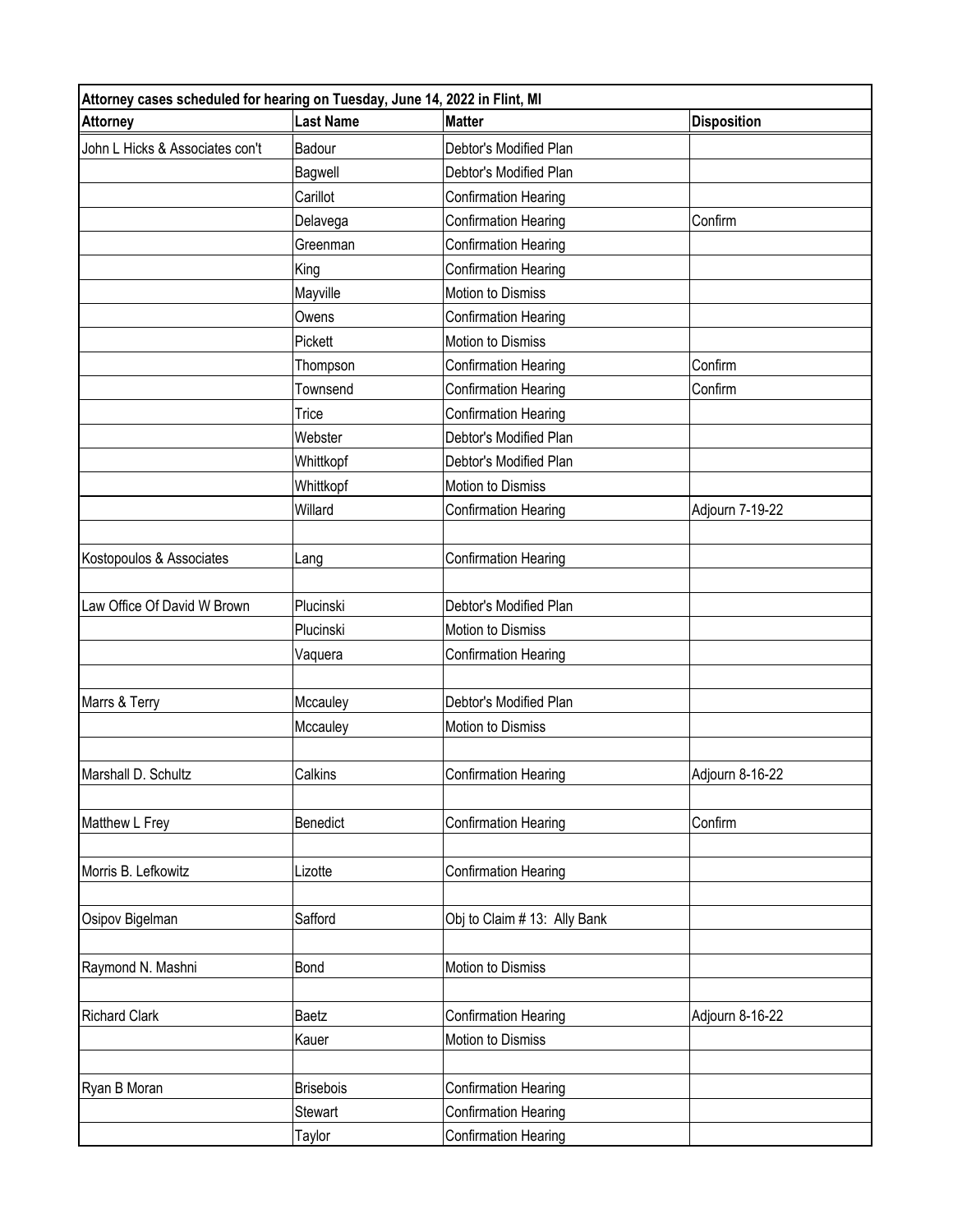| Attorney cases scheduled for hearing on Tuesday, June 14, 2022 in Flint, MI | | | |
|---|---|---|---|
| **Attorney** | **Last Name** | **Matter** | **Disposition** |
| John L Hicks & Associates con't | Badour | Debtor's Modified Plan | |
| | Bagwell | Debtor's Modified Plan | |
| | Carillot | Confirmation Hearing | |
| | Delavega | Confirmation Hearing | Confirm |
| | Greenman | Confirmation Hearing | |
| | King | Confirmation Hearing | |
| | Mayville | Motion to Dismiss | |
| | Owens | Confirmation Hearing | |
| | Pickett | Motion to Dismiss | |
| | Thompson | Confirmation Hearing | Confirm |
| | Townsend | Confirmation Hearing | Confirm |
| | Trice | Confirmation Hearing | |
| | Webster | Debtor's Modified Plan | |
| | Whittkopf | Debtor's Modified Plan | |
| | Whittkopf | Motion to Dismiss | |
| | Willard | Confirmation Hearing | Adjourn 7-19-22 |
| | | | |
| Kostopoulos & Associates | Lang | Confirmation Hearing | |
| | | | |
| Law Office Of David W Brown | Plucinski | Debtor's Modified Plan | |
| | Plucinski | Motion to Dismiss | |
| | Vaquera | Confirmation Hearing | |
| | | | |
| Marrs & Terry | Mccauley | Debtor's Modified Plan | |
| | Mccauley | Motion to Dismiss | |
| | | | |
| Marshall D. Schultz | Calkins | Confirmation Hearing | Adjourn 8-16-22 |
| | | | |
| Matthew L Frey | Benedict | Confirmation Hearing | Confirm |
| | | | |
| Morris B. Lefkowitz | Lizotte | Confirmation Hearing | |
| | | | |
| Osipov Bigelman | Safford | Obj to Claim # 13: Ally Bank | |
| | | | |
| Raymond N. Mashni | Bond | Motion to Dismiss | |
| | | | |
| Richard Clark | Baetz | Confirmation Hearing | Adjourn 8-16-22 |
| | Kauer | Motion to Dismiss | |
| | | | |
| Ryan B Moran | Brisebois | Confirmation Hearing | |
| | Stewart | Confirmation Hearing | |
| | Taylor | Confirmation Hearing | |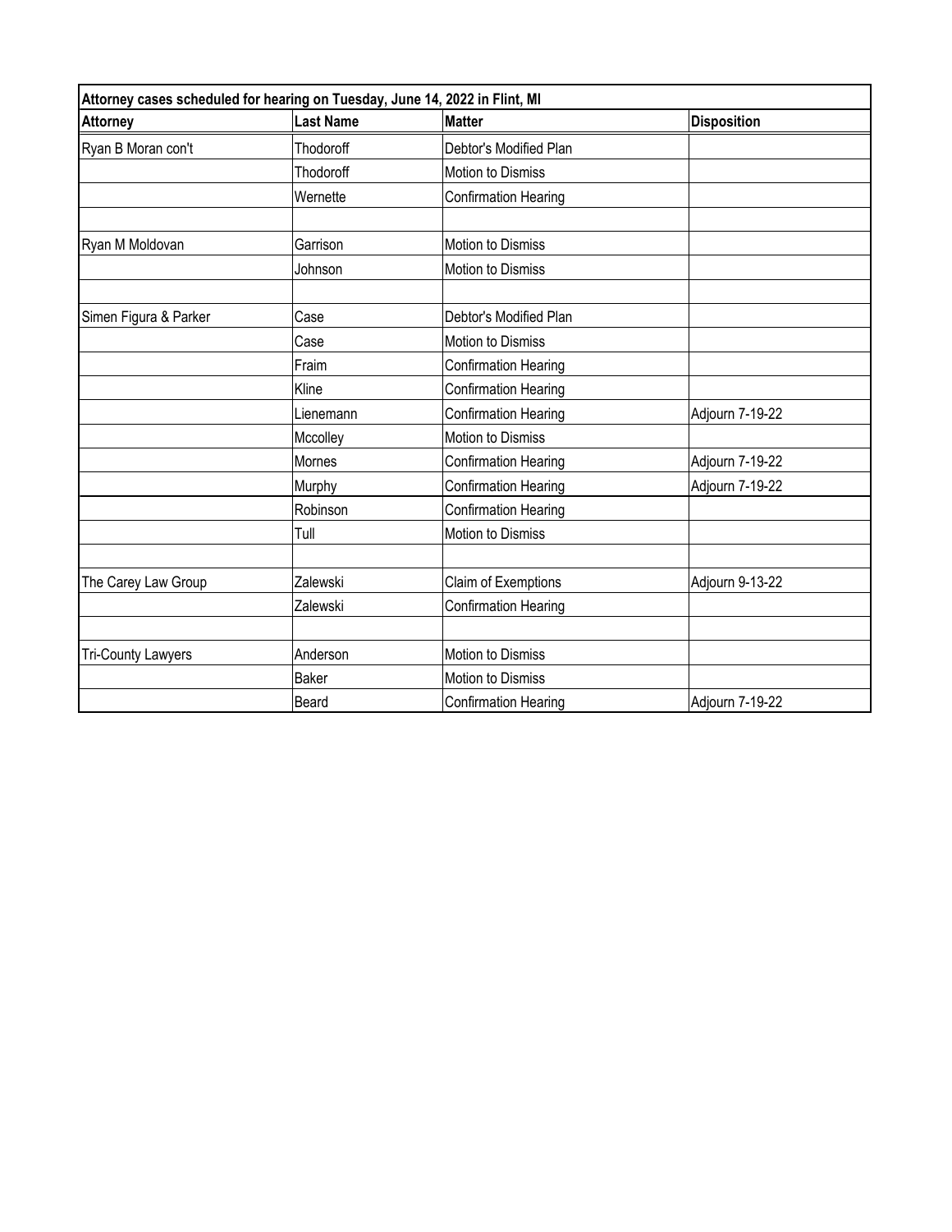| Attorney cases scheduled for hearing on Tuesday, June 14, 2022 in Flint, MI | | | |
|---|---|---|---|
| **Attorney** | **Last Name** | **Matter** | **Disposition** |
| Ryan B Moran con't | Thodoroff | Debtor's Modified Plan | |
| | Thodoroff | Motion to Dismiss | |
| | Wernette | Confirmation Hearing | |
| | | | |
| Ryan M Moldovan | Garrison | Motion to Dismiss | |
| | Johnson | Motion to Dismiss | |
| | | | |
| Simen Figura & Parker | Case | Debtor's Modified Plan | |
| | Case | Motion to Dismiss | |
| | Fraim | Confirmation Hearing | |
| | Kline | Confirmation Hearing | |
| | Lienemann | Confirmation Hearing | Adjourn 7-19-22 |
| | Mccolley | Motion to Dismiss | |
| | Mornes | Confirmation Hearing | Adjourn 7-19-22 |
| | Murphy | Confirmation Hearing | Adjourn 7-19-22 |
| | Robinson | Confirmation Hearing | |
| | Tull | Motion to Dismiss | |
| | | | |
| The Carey Law Group | Zalewski | Claim of Exemptions | Adjourn 9-13-22 |
| | Zalewski | Confirmation Hearing | |
| | | | |
| Tri-County Lawyers | Anderson | Motion to Dismiss | |
| | Baker | Motion to Dismiss | |
| | Beard | Confirmation Hearing | Adjourn 7-19-22 |